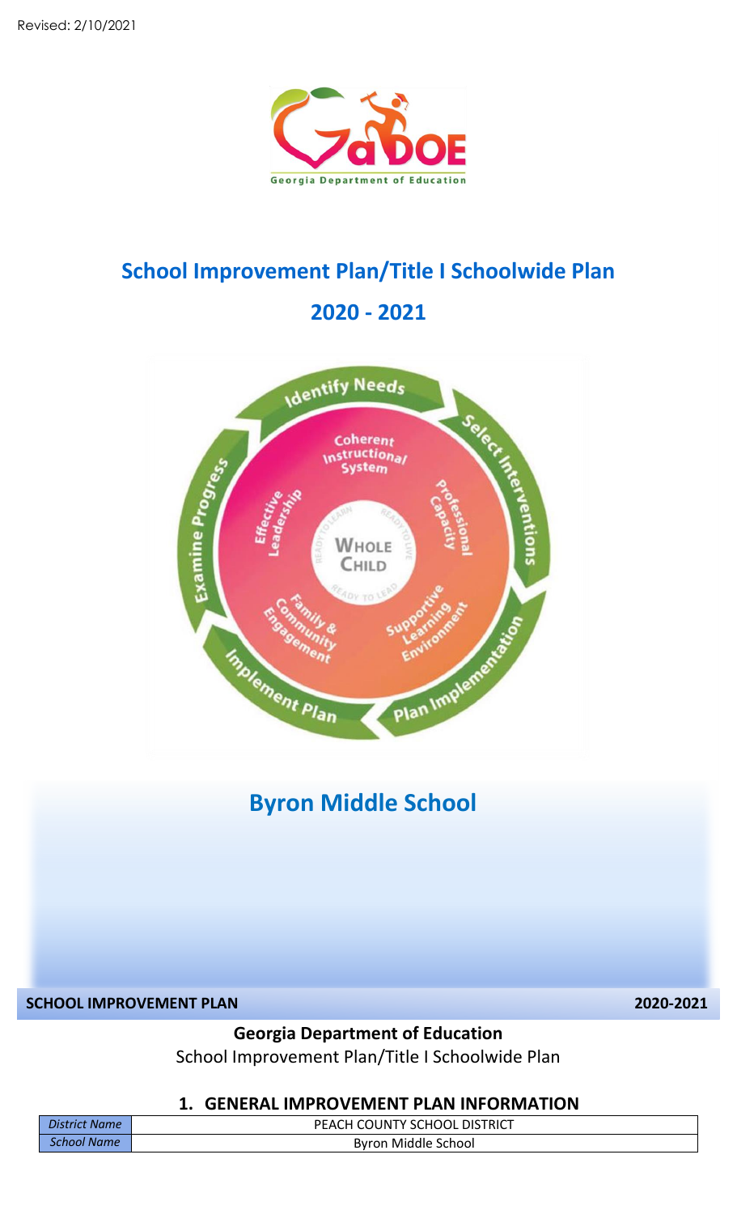Revised: 2/10/2021

# School Improvement Plan/Title I Schoolwide Plan

# 2020 - 2021

# Byron Middle School

**SCHOOL IMPROVEMENT PLAN** **2020-2021**

**Georgia Department of Education**

School Improvement Plan/Title I Schoolwide Plan

## 1. GENERAL IMPROVEMENT PLAN INFORMATION

| | |
|---|---|
| *District Name* | PEACH COUNTY SCHOOL DISTRICT |
| *School Name* | Byron Middle School |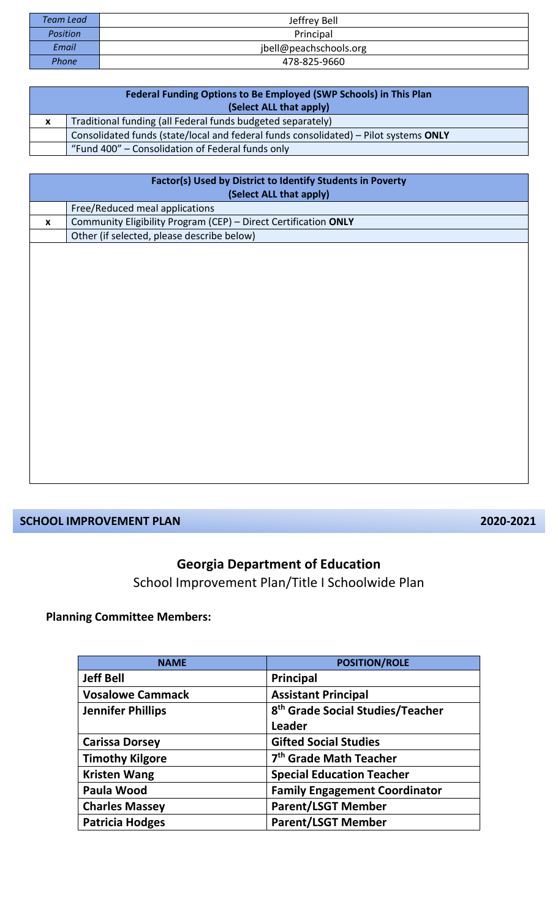| | |
|---|---|
| *Team Lead* | Jeffrey Bell |
| *Position* | Principal |
| *Email* | jbell@peachschools.org |
| *Phone* | 478-825-9660 |

| Federal Funding Options to Be Employed (SWP Schools) in This Plan (Select ALL that apply) | |
|---|---|
| x | Traditional funding (all Federal funds budgeted separately) |
| | Consolidated funds (state/local and federal funds consolidated) – Pilot systems **ONLY** |
| | "Fund 400" – Consolidation of Federal funds only |

| Factor(s) Used by District to Identify Students in Poverty (Select ALL that apply) | |
|---|---|
| | Free/Reduced meal applications |
| x | Community Eligibility Program (CEP) – Direct Certification **ONLY** |
| | Other (if selected, please describe below) |

**SCHOOL IMPROVEMENT PLAN** **2020-2021**

## Georgia Department of Education

School Improvement Plan/Title I Schoolwide Plan

**Planning Committee Members:**

| NAME | POSITION/ROLE |
|---|---|
| **Jeff Bell** | **Principal** |
| **Vosalowe Cammack** | **Assistant Principal** |
| **Jennifer Phillips** | **8th Grade Social Studies/Teacher Leader** |
| **Carissa Dorsey** | **Gifted Social Studies** |
| **Timothy Kilgore** | **7th Grade Math Teacher** |
| **Kristen Wang** | **Special Education Teacher** |
| **Paula Wood** | **Family Engagement Coordinator** |
| **Charles Massey** | **Parent/LSGT Member** |
| **Patricia Hodges** | **Parent/LSGT Member** |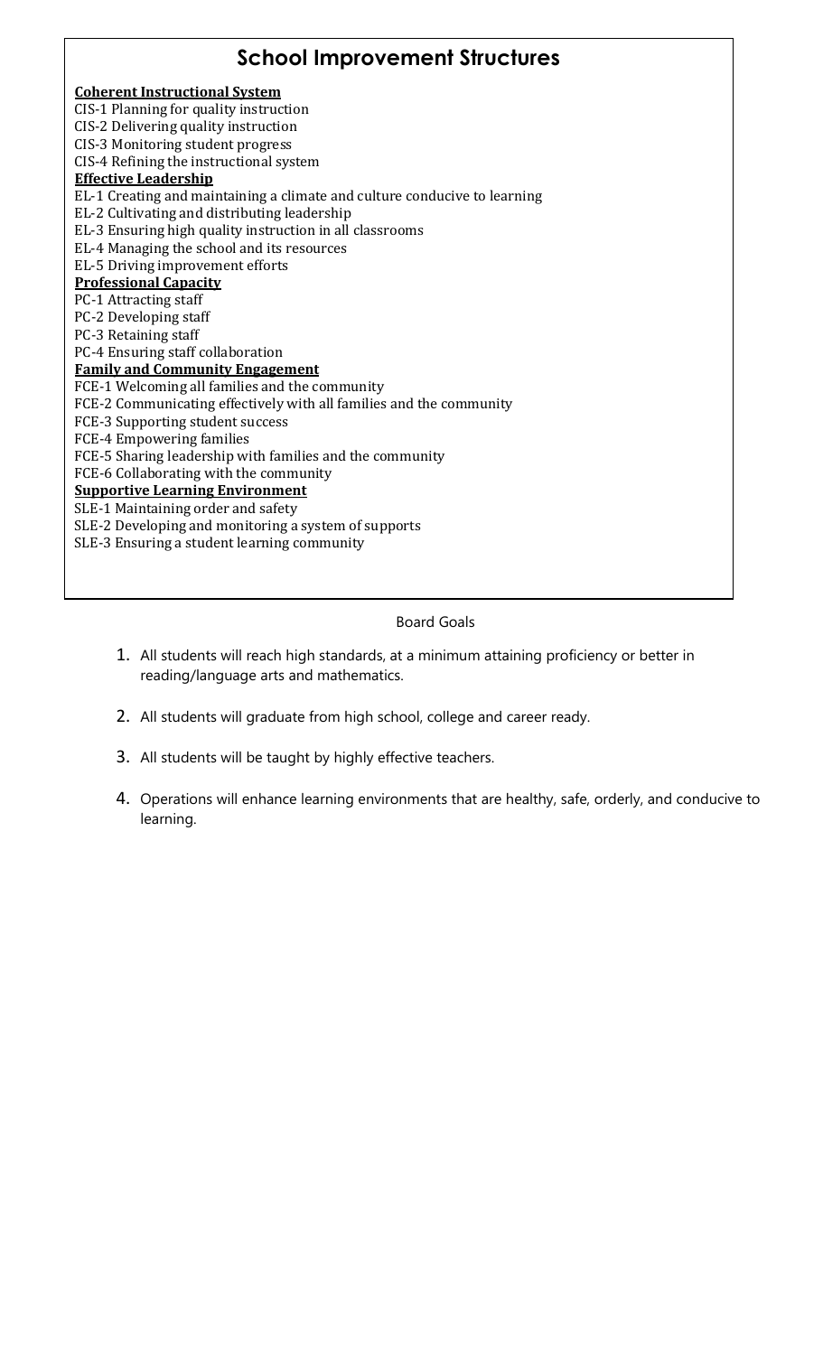# School Improvement Structures

**Coherent Instructional System**
CIS-1 Planning for quality instruction
CIS-2 Delivering quality instruction
CIS-3 Monitoring student progress
CIS-4 Refining the instructional system

**Effective Leadership**
EL-1 Creating and maintaining a climate and culture conducive to learning
EL-2 Cultivating and distributing leadership
EL-3 Ensuring high quality instruction in all classrooms
EL-4 Managing the school and its resources
EL-5 Driving improvement efforts

**Professional Capacity**
PC-1 Attracting staff
PC-2 Developing staff
PC-3 Retaining staff
PC-4 Ensuring staff collaboration

**Family and Community Engagement**
FCE-1 Welcoming all families and the community
FCE-2 Communicating effectively with all families and the community
FCE-3 Supporting student success
FCE-4 Empowering families
FCE-5 Sharing leadership with families and the community
FCE-6 Collaborating with the community

**Supportive Learning Environment**
SLE-1 Maintaining order and safety
SLE-2 Developing and monitoring a system of supports
SLE-3 Ensuring a student learning community

## Board Goals

1. All students will reach high standards, at a minimum attaining proficiency or better in reading/language arts and mathematics.
2. All students will graduate from high school, college and career ready.
3. All students will be taught by highly effective teachers.
4. Operations will enhance learning environments that are healthy, safe, orderly, and conducive to learning.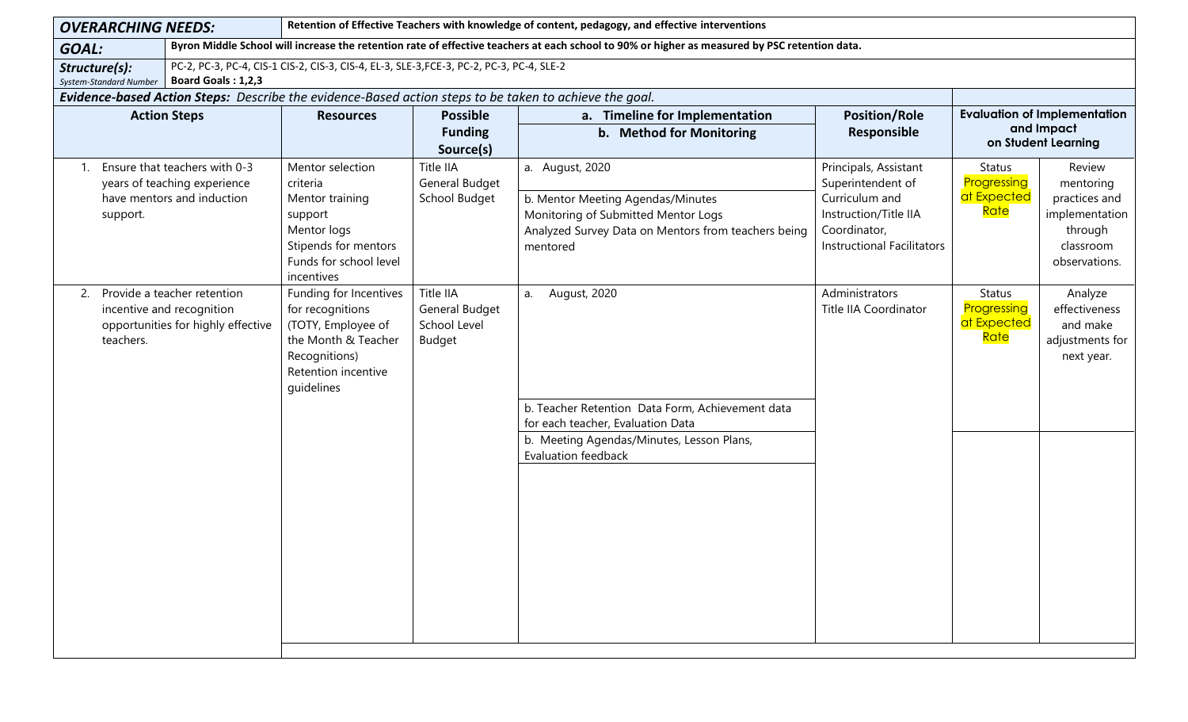| | |
|---|---|
| ***OVERARCHING NEEDS:*** | **Retention of Effective Teachers with knowledge of content, pedagogy, and effective interventions** |
| ***GOAL:*** | **Byron Middle School will increase the retention rate of effective teachers at each school to 90% or higher as measured by PSC retention data.** |
| ***Structure(s):*** *System-Standard Number* | PC-2, PC-3, PC-4, CIS-1 CIS-2, CIS-3, CIS-4, EL-3, SLE-3,FCE-3, PC-2, PC-3, PC-4, SLE-2 **Board Goals : 1,2,3** |

***Evidence-based Action Steps:*** *Describe the evidence-Based action steps to be taken to achieve the goal.*

| Action Steps | Resources | Possible Funding Source(s) | a. Timeline for Implementation b. Method for Monitoring | Position/Role Responsible | Evaluation of Implementation and Impact on Student Learning | |
|---|---|---|---|---|---|---|
| 1. Ensure that teachers with 0-3 years of teaching experience have mentors and induction support. | Mentor selection criteria Mentor training support Mentor logs Stipends for mentors Funds for school level incentives | Title IIA General Budget School Budget | a. August, 2020 b. Mentor Meeting Agendas/Minutes Monitoring of Submitted Mentor Logs Analyzed Survey Data on Mentors from teachers being mentored | Principals, Assistant Superintendent of Curriculum and Instruction/Title IIA Coordinator, Instructional Facilitators | Status Progressing at Expected Rate | Review mentoring practices and implementation through classroom observations. |
| 2. Provide a teacher retention incentive and recognition opportunities for highly effective teachers. | Funding for Incentives for recognitions (TOTY, Employee of the Month & Teacher Recognitions) Retention incentive guidelines | Title IIA General Budget School Level Budget | a. August, 2020 b. Teacher Retention Data Form, Achievement data for each teacher, Evaluation Data b. Meeting Agendas/Minutes, Lesson Plans, Evaluation feedback | Administrators Title IIA Coordinator | Status Progressing at Expected Rate | Analyze effectiveness and make adjustments for next year. |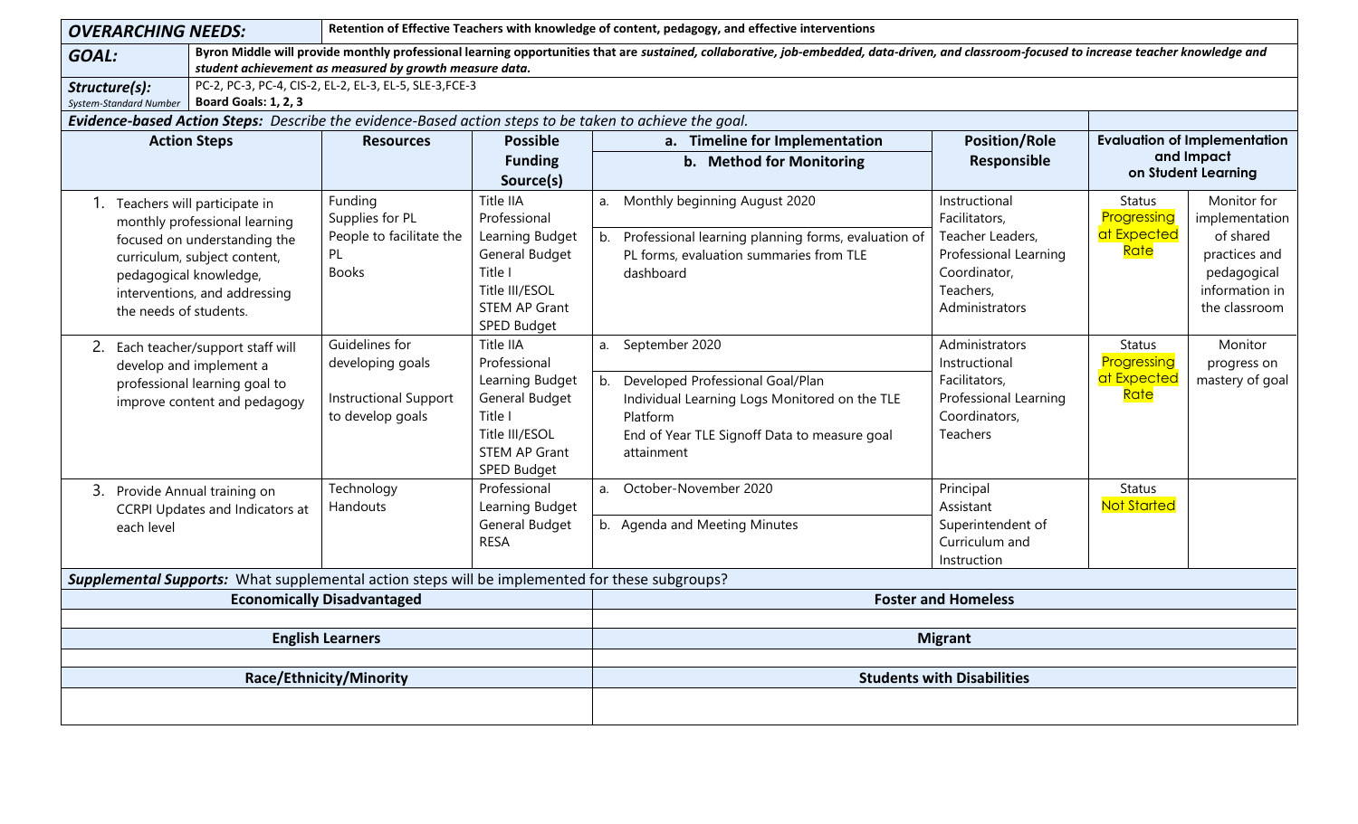| | |
|---|---|
| ***OVERARCHING NEEDS:*** | **Retention of Effective Teachers with knowledge of content, pedagogy, and effective interventions** |
| ***GOAL:*** | **Byron Middle will provide monthly professional learning opportunities that are *sustained, collaborative, job-embedded, data-driven, and classroom-focused* to increase teacher knowledge and *student achievement as measured by growth measure data.*** |
| ***Structure(s):*** *System-Standard Number* | PC-2, PC-3, PC-4, CIS-2, EL-2, EL-3, EL-5, SLE-3,FCE-3 **Board Goals: 1, 2, 3** |

***Evidence-based Action Steps:*** *Describe the evidence-Based action steps to be taken to achieve the goal.*

| Action Steps | Resources | Possible Funding Source(s) | a. Timeline for Implementation b. Method for Monitoring | Position/Role Responsible | Evaluation of Implementation and Impact on Student Learning | |
|---|---|---|---|---|---|---|
| 1. Teachers will participate in monthly professional learning focused on understanding the curriculum, subject content, pedagogical knowledge, interventions, and addressing the needs of students. | Funding Supplies for PL People to facilitate the PL Books | Title IIA Professional Learning Budget General Budget Title I Title III/ESOL STEM AP Grant SPED Budget | a. Monthly beginning August 2020 b. Professional learning planning forms, evaluation of PL forms, evaluation summaries from TLE dashboard | Instructional Facilitators, Teacher Leaders, Professional Learning Coordinator, Teachers, Administrators | Status Progressing at Expected Rate | Monitor for implementation of shared practices and pedagogical information in the classroom |
| 2. Each teacher/support staff will develop and implement a professional learning goal to improve content and pedagogy | Guidelines for developing goals Instructional Support to develop goals | Title IIA Professional Learning Budget General Budget Title I Title III/ESOL STEM AP Grant SPED Budget | a. September 2020 b. Developed Professional Goal/Plan Individual Learning Logs Monitored on the TLE Platform End of Year TLE Signoff Data to measure goal attainment | Administrators Instructional Facilitators, Professional Learning Coordinators, Teachers | Status Progressing at Expected Rate | Monitor progress on mastery of goal |
| 3. Provide Annual training on CCRPI Updates and Indicators at each level | Technology Handouts | Professional Learning Budget General Budget RESA | a. October-November 2020 b. Agenda and Meeting Minutes | Principal Assistant Superintendent of Curriculum and Instruction | Status Not Started | |

***Supplemental Supports:*** What supplemental action steps will be implemented for these subgroups?

| **Economically Disadvantaged** | **Foster and Homeless** |
|---|---|
| | |
| **English Learners** | **Migrant** |
| | |
| **Race/Ethnicity/Minority** | **Students with Disabilities** |
| | |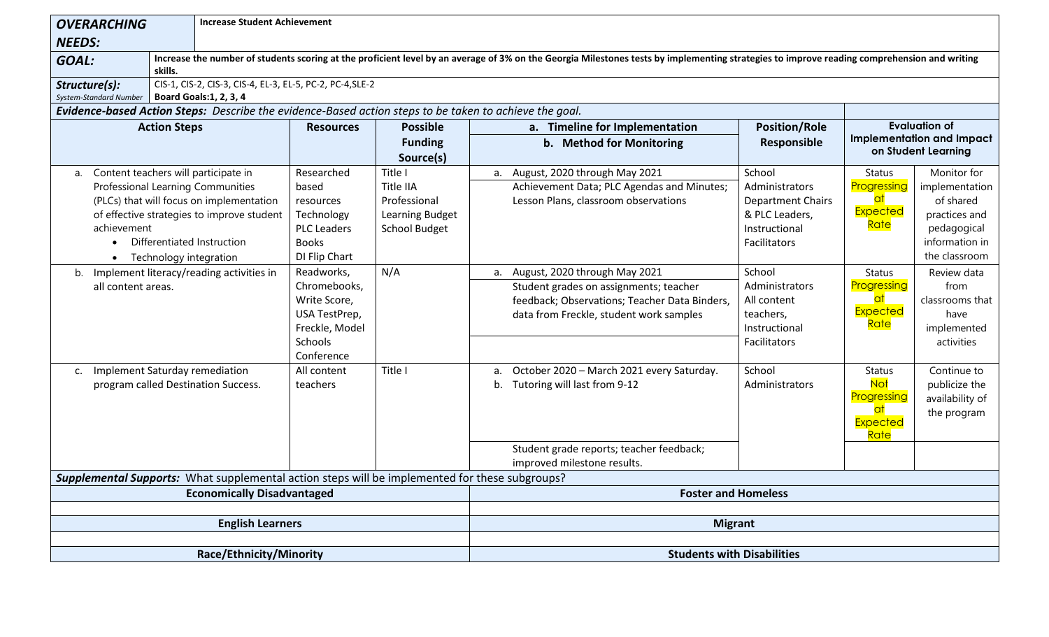| | |
|---|---|
| ***OVERARCHING NEEDS:*** | **Increase Student Achievement** |
| ***GOAL:*** | **Increase the number of students scoring at the proficient level by an average of 3% on the Georgia Milestones tests by implementing strategies to improve reading comprehension and writing skills.** |
| ***Structure(s):*** *System-Standard Number* | CIS-1, CIS-2, CIS-3, CIS-4, EL-3, EL-5, PC-2, PC-4,SLE-2 **Board Goals:1, 2, 3, 4** |

***Evidence-based Action Steps:*** *Describe the evidence-Based action steps to be taken to achieve the goal.*

| Action Steps | Resources | Possible Funding Source(s) | a. Timeline for Implementation b. Method for Monitoring | Position/Role Responsible | Evaluation of Implementation and Impact on Student Learning | |
|---|---|---|---|---|---|---|
| a. Content teachers will participate in Professional Learning Communities (PLCs) that will focus on implementation of effective strategies to improve student achievement<br>• Differentiated Instruction<br>• Technology integration | Researched based resources Technology PLC Leaders Books DI Flip Chart | Title I Title IIA Professional Learning Budget School Budget | a. August, 2020 through May 2021<br>Achievement Data; PLC Agendas and Minutes; Lesson Plans, classroom observations | School Administrators Department Chairs & PLC Leaders, Instructional Facilitators | Status Progressing at Expected Rate | Monitor for implementation of shared practices and pedagogical information in the classroom |
| b. Implement literacy/reading activities in all content areas. | Readworks, Chromebooks, Write Score, USA TestPrep, Freckle, Model Schools Conference | N/A | a. August, 2020 through May 2021<br>Student grades on assignments; teacher feedback; Observations; Teacher Data Binders, data from Freckle, student work samples | School Administrators All content teachers, Instructional Facilitators | Status Progressing at Expected Rate | Review data from classrooms that have implemented activities |
| c. Implement Saturday remediation program called Destination Success. | All content teachers | Title I | a. October 2020 – March 2021 every Saturday.<br>b. Tutoring will last from 9-12<br>Student grade reports; teacher feedback; improved milestone results. | School Administrators | Status Not Progressing at Expected Rate | Continue to publicize the availability of the program |

***Supplemental Supports:*** What supplemental action steps will be implemented for these subgroups?

| **Economically Disadvantaged** | **Foster and Homeless** |
|---|---|
| | |
| **English Learners** | **Migrant** |
| | |
| **Race/Ethnicity/Minority** | **Students with Disabilities** |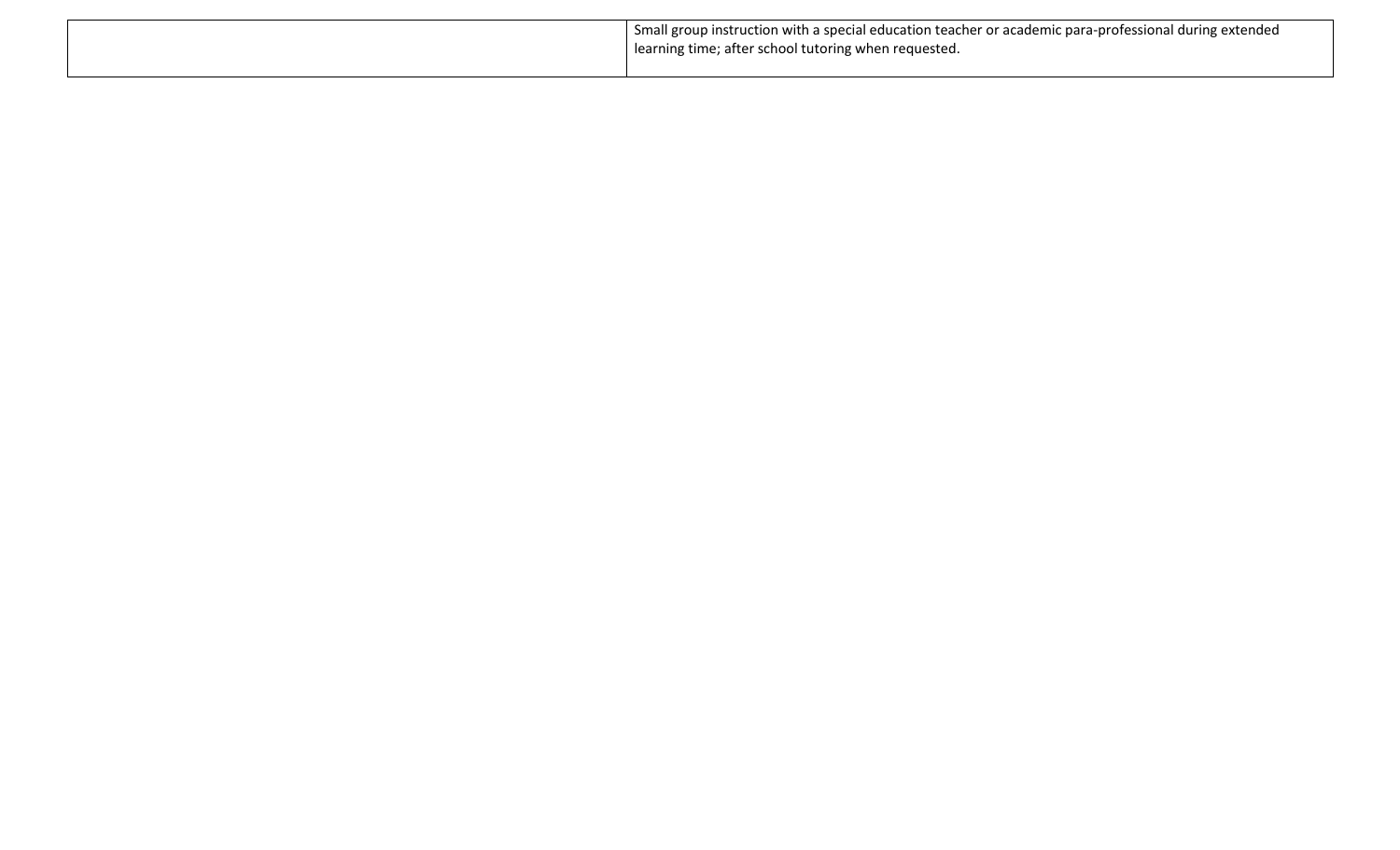| | |
|---|---|
| | Small group instruction with a special education teacher or academic para-professional during extended learning time; after school tutoring when requested. |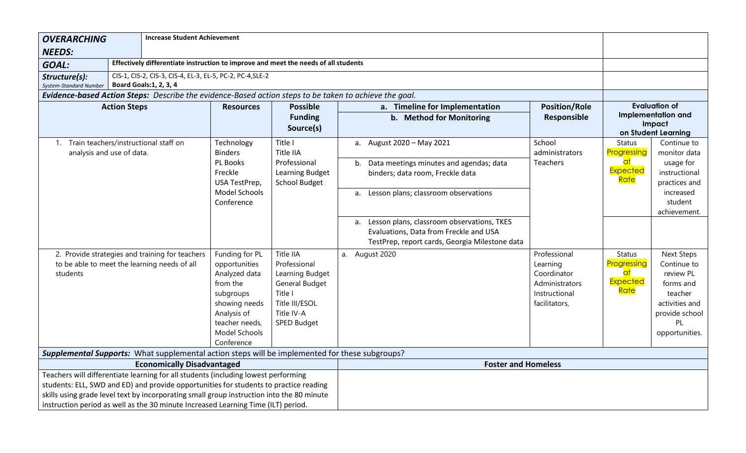| | | | | | |
|---|---|---|---|---|---|
| ***OVERARCHING NEEDS:*** | **Increase Student Achievement** | | | | |
| ***GOAL:*** | **Effectively differentiate instruction to improve and meet the needs of all students** | | | | |
| ***Structure(s):*** *System-Standard Number* | CIS-1, CIS-2, CIS-3, CIS-4, EL-3, EL-5, PC-2, PC-4,SLE-2 **Board Goals:1, 2, 3, 4** | | | | |

***Evidence-based Action Steps:*** *Describe the evidence-Based action steps to be taken to achieve the goal.*

| Action Steps | Resources | Possible Funding Source(s) | a. Timeline for Implementation b. Method for Monitoring | Position/Role Responsible | Evaluation of Implementation and Impact on Student Learning | |
|---|---|---|---|---|---|---|
| 1. Train teachers/instructional staff on analysis and use of data. | Technology Binders PL Books Freckle USA TestPrep, Model Schools Conference | Title I Title IIA Professional Learning Budget School Budget | a. August 2020 – May 2021 | School administrators Teachers | Status Progressing at Expected Rate | Continue to monitor data usage for instructional practices and increased student achievement. |
| | | | b. Data meetings minutes and agendas; data binders; data room, Freckle data | | | |
| | | | a. Lesson plans; classroom observations | | | |
| | | | a. Lesson plans, classroom observations, TKES Evaluations, Data from Freckle and USA TestPrep, report cards, Georgia Milestone data | | | |
| 2. Provide strategies and training for teachers to be able to meet the learning needs of all students | Funding for PL opportunities Analyzed data from the subgroups showing needs Analysis of teacher needs, Model Schools Conference | Title IIA Professional Learning Budget General Budget Title I Title III/ESOL Title IV-A SPED Budget | a. August 2020 | Professional Learning Coordinator Administrators Instructional facilitators, | Status Progressing at Expected Rate | Next Steps Continue to review PL forms and teacher activities and provide school PL opportunities. |

***Supplemental Supports:*** What supplemental action steps will be implemented for these subgroups?

| Economically Disadvantaged | Foster and Homeless |
|---|---|
| Teachers will differentiate learning for all students (including lowest performing students: ELL, SWD and ED) and provide opportunities for students to practice reading skills using grade level text by incorporating small group instruction into the 80 minute instruction period as well as the 30 minute Increased Learning Time (ILT) period. | |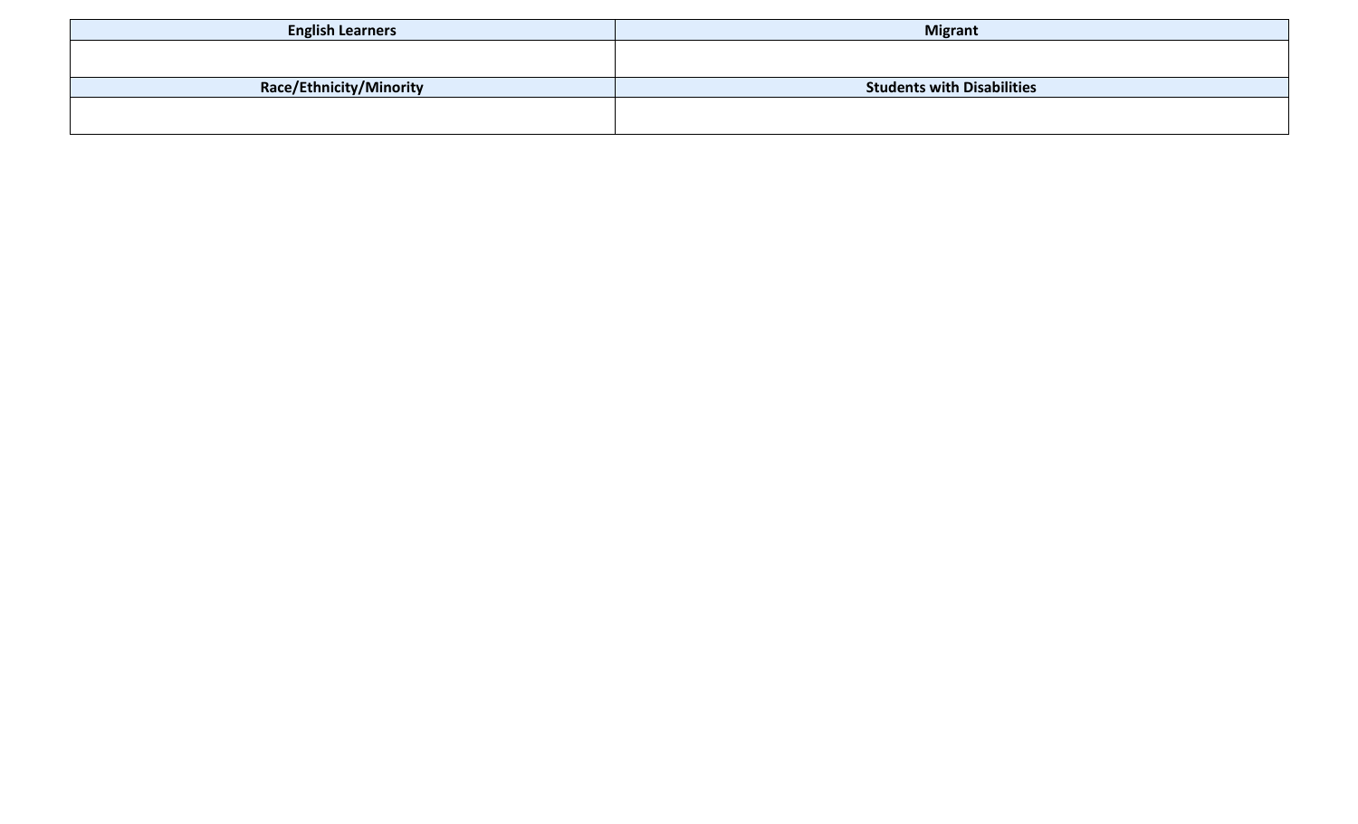| English Learners | Migrant |
| --- | --- |
| | |
| **Race/Ethnicity/Minority** | **Students with Disabilities** |
| | |